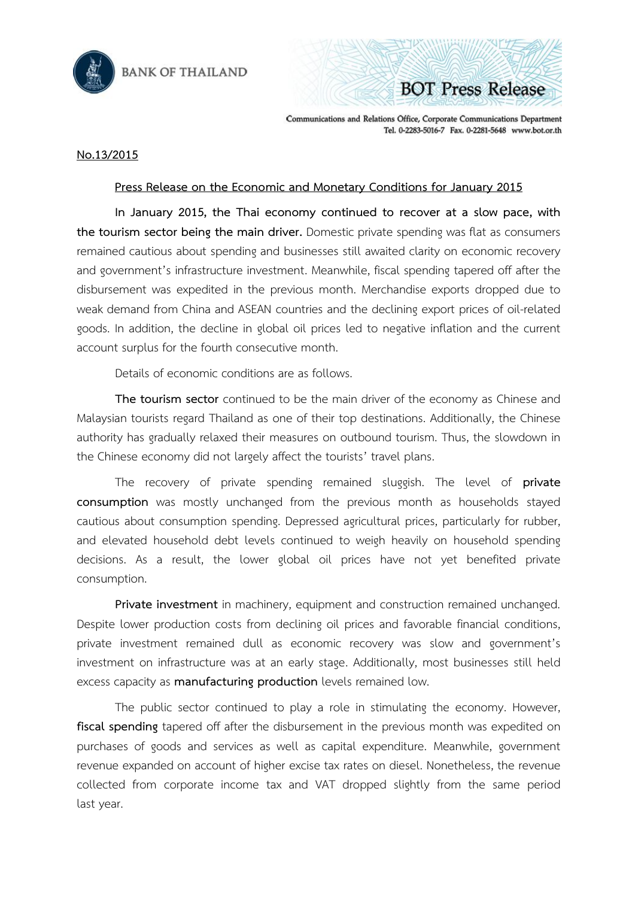BANK OF THAILAND

BOT Press Release

Communications and Relations Office, Corporate Communications Department
Tel. 0-2283-5016-7 Fax. 0-2281-5648 www.bot.or.th

No.13/2015

## Press Release on the Economic and Monetary Conditions for January 2015

**In January 2015, the Thai economy continued to recover at a slow pace, with the tourism sector being the main driver.** Domestic private spending was flat as consumers remained cautious about spending and businesses still awaited clarity on economic recovery and government's infrastructure investment. Meanwhile, fiscal spending tapered off after the disbursement was expedited in the previous month. Merchandise exports dropped due to weak demand from China and ASEAN countries and the declining export prices of oil-related goods. In addition, the decline in global oil prices led to negative inflation and the current account surplus for the fourth consecutive month.

Details of economic conditions are as follows.

**The tourism sector** continued to be the main driver of the economy as Chinese and Malaysian tourists regard Thailand as one of their top destinations. Additionally, the Chinese authority has gradually relaxed their measures on outbound tourism. Thus, the slowdown in the Chinese economy did not largely affect the tourists' travel plans.

The recovery of private spending remained sluggish. The level of **private consumption** was mostly unchanged from the previous month as households stayed cautious about consumption spending. Depressed agricultural prices, particularly for rubber, and elevated household debt levels continued to weigh heavily on household spending decisions. As a result, the lower global oil prices have not yet benefited private consumption.

**Private investment** in machinery, equipment and construction remained unchanged. Despite lower production costs from declining oil prices and favorable financial conditions, private investment remained dull as economic recovery was slow and government's investment on infrastructure was at an early stage. Additionally, most businesses still held excess capacity as **manufacturing production** levels remained low.

The public sector continued to play a role in stimulating the economy. However, **fiscal spending** tapered off after the disbursement in the previous month was expedited on purchases of goods and services as well as capital expenditure. Meanwhile, government revenue expanded on account of higher excise tax rates on diesel. Nonetheless, the revenue collected from corporate income tax and VAT dropped slightly from the same period last year.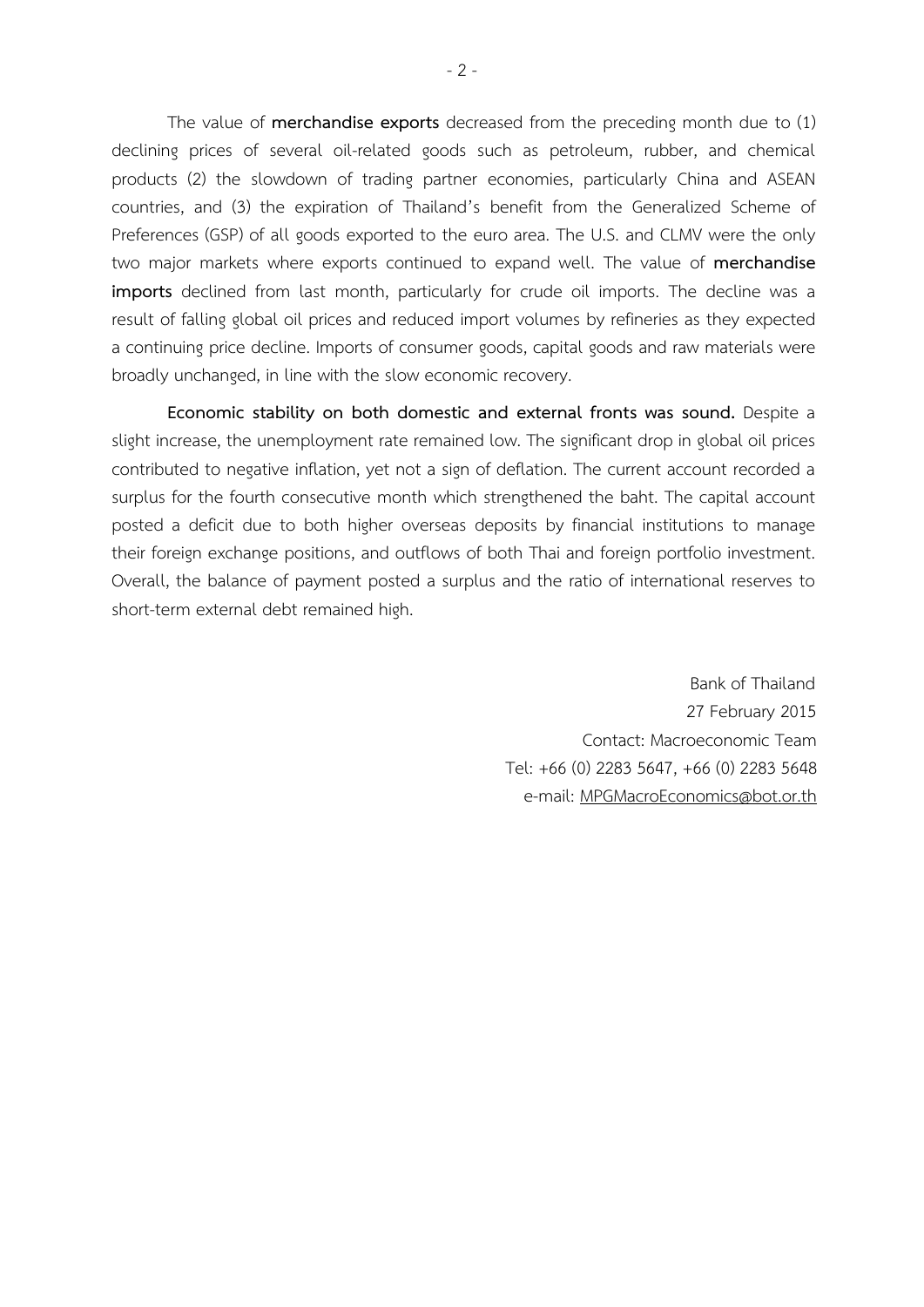The value of **merchandise exports** decreased from the preceding month due to (1) declining prices of several oil-related goods such as petroleum, rubber, and chemical products (2) the slowdown of trading partner economies, particularly China and ASEAN countries, and (3) the expiration of Thailand's benefit from the Generalized Scheme of Preferences (GSP) of all goods exported to the euro area. The U.S. and CLMV were the only two major markets where exports continued to expand well. The value of **merchandise imports** declined from last month, particularly for crude oil imports. The decline was a result of falling global oil prices and reduced import volumes by refineries as they expected a continuing price decline. Imports of consumer goods, capital goods and raw materials were broadly unchanged, in line with the slow economic recovery.

**Economic stability on both domestic and external fronts was sound.** Despite a slight increase, the unemployment rate remained low. The significant drop in global oil prices contributed to negative inflation, yet not a sign of deflation. The current account recorded a surplus for the fourth consecutive month which strengthened the baht. The capital account posted a deficit due to both higher overseas deposits by financial institutions to manage their foreign exchange positions, and outflows of both Thai and foreign portfolio investment. Overall, the balance of payment posted a surplus and the ratio of international reserves to short-term external debt remained high.

Bank of Thailand
27 February 2015
Contact: Macroeconomic Team
Tel: +66 (0) 2283 5647, +66 (0) 2283 5648
e-mail: MPGMacroEconomics@bot.or.th